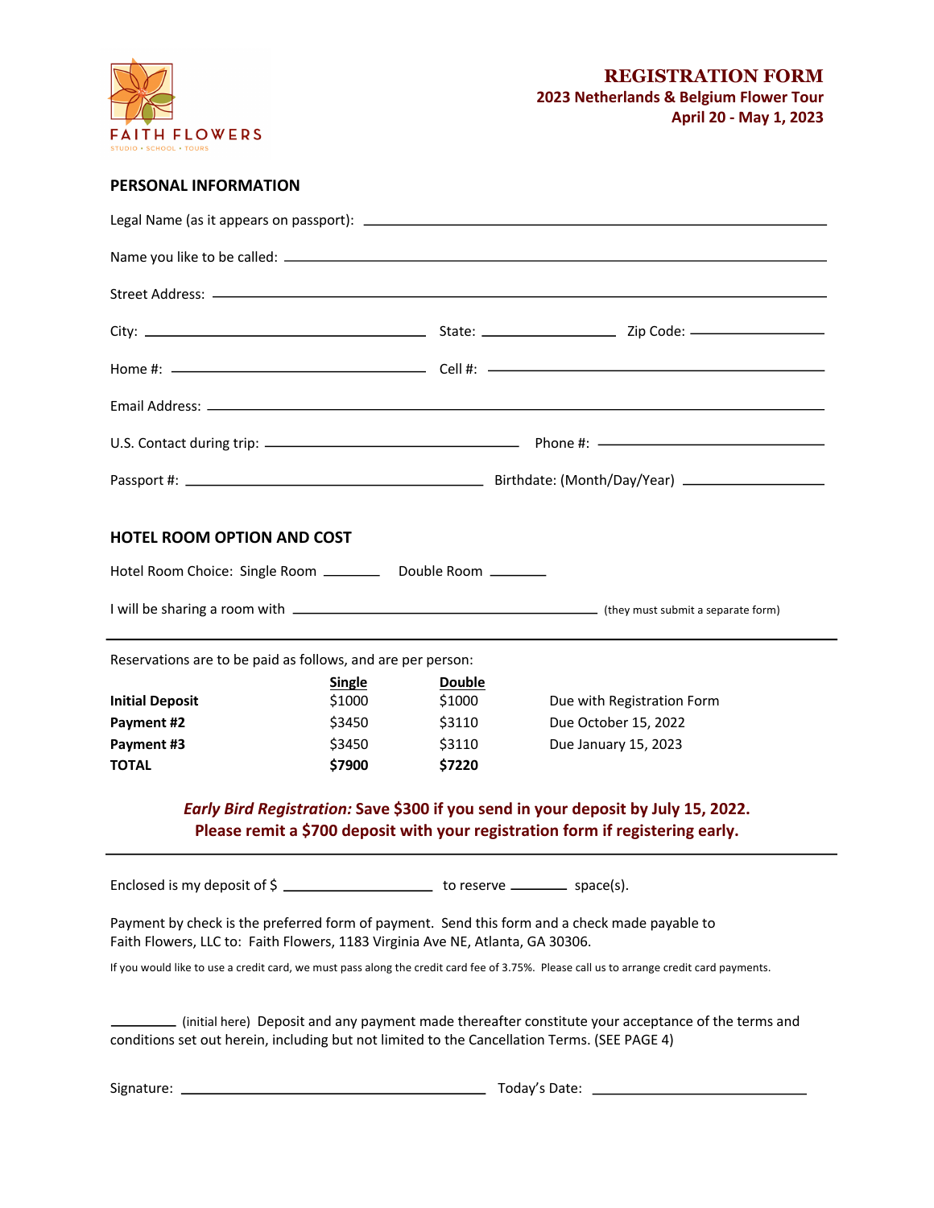FAITH FLOWERS

STUDIO • SCHOOL • TOURS

# REGISTRATION FORM

**2023 Netherlands & Belgium Flower Tour**

**April 20 - May 1, 2023**

## PERSONAL INFORMATION

Legal Name (as it appears on passport): ____________________

Name you like to be called: ____________________

Street Address: ____________________

City: ____________________ State: ____________ Zip Code: ____________

Home #: ____________________ Cell #: ____________________

Email Address: ____________________

U.S. Contact during trip: ____________________ Phone #: ____________________

Passport #: ____________________ Birthdate: (Month/Day/Year) ____________

## HOTEL ROOM OPTION AND COST

Hotel Room Choice: Single Room ________ Double Room ________

I will be sharing a room with ____________________ (they must submit a separate form)

---

Reservations are to be paid as follows, and are per person:

| | Single | Double | |
|---|---|---|---|
| **Initial Deposit** | $1000 | $1000 | Due with Registration Form |
| **Payment #2** | $3450 | $3110 | Due October 15, 2022 |
| **Payment #3** | $3450 | $3110 | Due January 15, 2023 |
| **TOTAL** | **$7900** | **$7220** | |

***Early Bird Registration:*** **Save $300 if you send in your deposit by July 15, 2022.**
**Please remit a $700 deposit with your registration form if registering early.**

---

Enclosed is my deposit of $ ____________ to reserve ________ space(s).

Payment by check is the preferred form of payment. Send this form and a check made payable to Faith Flowers, LLC to: Faith Flowers, 1183 Virginia Ave NE, Atlanta, GA 30306.

If you would like to use a credit card, we must pass along the credit card fee of 3.75%. Please call us to arrange credit card payments.

________ (initial here) Deposit and any payment made thereafter constitute your acceptance of the terms and conditions set out herein, including but not limited to the Cancellation Terms. (SEE PAGE 4)

Signature: ____________________ Today's Date: ____________________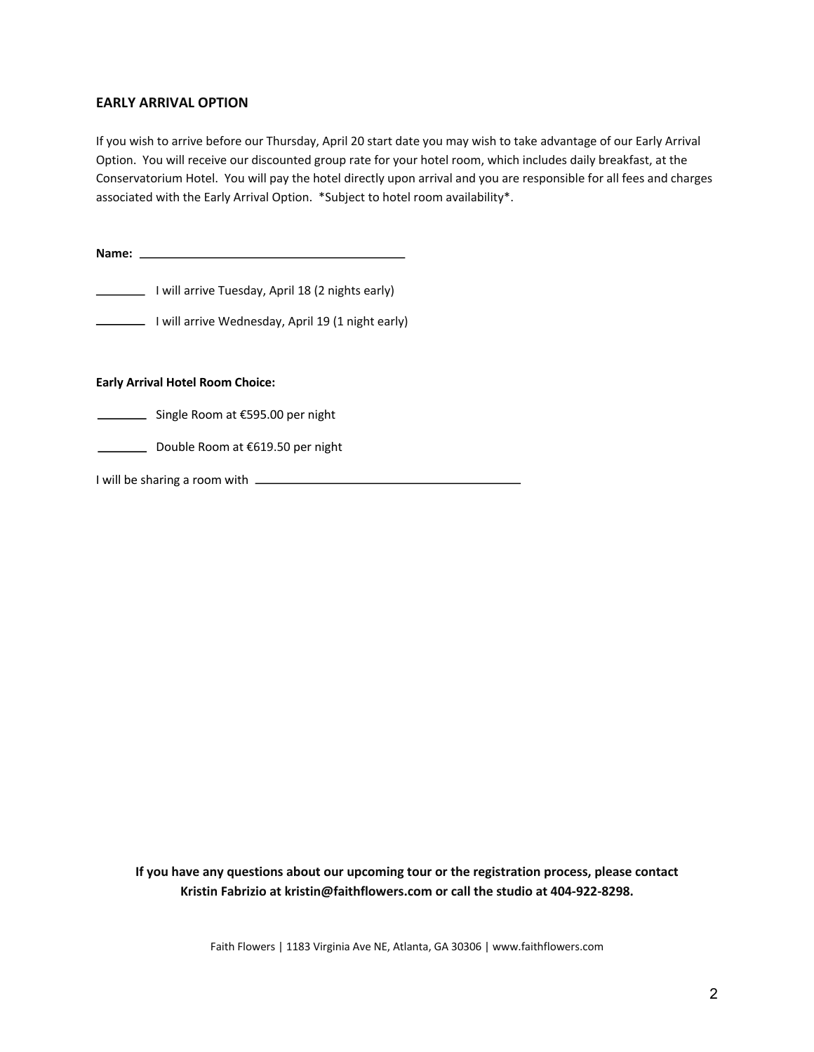## EARLY ARRIVAL OPTION

If you wish to arrive before our Thursday, April 20 start date you may wish to take advantage of our Early Arrival Option. You will receive our discounted group rate for your hotel room, which includes daily breakfast, at the Conservatorium Hotel. You will pay the hotel directly upon arrival and you are responsible for all fees and charges associated with the Early Arrival Option. *Subject to hotel room availability*.

**Name:** ________________________________________

________ I will arrive Tuesday, April 18 (2 nights early)

________ I will arrive Wednesday, April 19 (1 night early)

**Early Arrival Hotel Room Choice:**

________ Single Room at €595.00 per night

________ Double Room at €619.50 per night

I will be sharing a room with ________________________________________

**If you have any questions about our upcoming tour or the registration process, please contact Kristin Fabrizio at kristin@faithflowers.com or call the studio at 404-922-8298.**

Faith Flowers | 1183 Virginia Ave NE, Atlanta, GA 30306 | www.faithflowers.com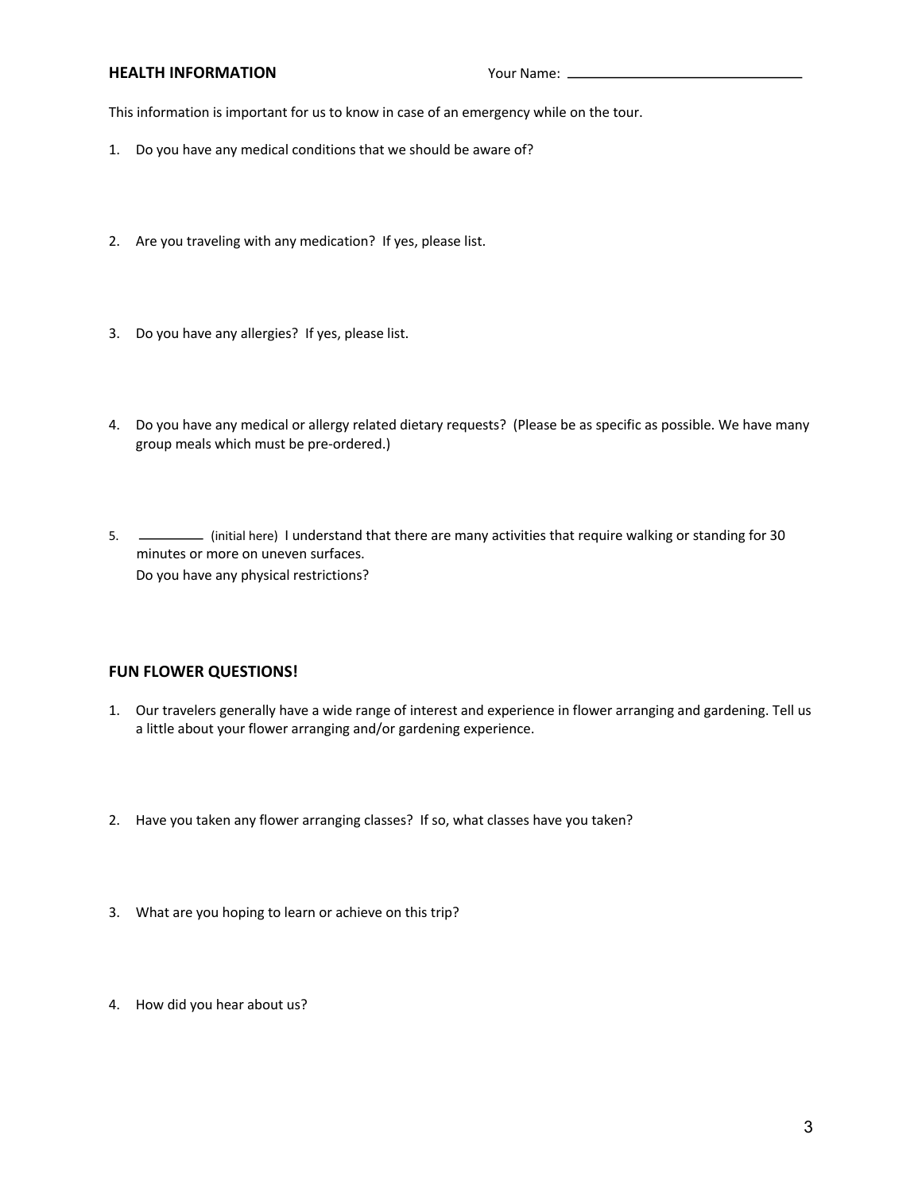## HEALTH INFORMATION

Your Name: ______________________________

This information is important for us to know in case of an emergency while on the tour.

1. Do you have any medical conditions that we should be aware of?

2. Are you traveling with any medication? If yes, please list.

3. Do you have any allergies? If yes, please list.

4. Do you have any medical or allergy related dietary requests? (Please be as specific as possible. We have many group meals which must be pre-ordered.)

5. _________ (initial here) I understand that there are many activities that require walking or standing for 30 minutes or more on uneven surfaces.
   Do you have any physical restrictions?

## FUN FLOWER QUESTIONS!

1. Our travelers generally have a wide range of interest and experience in flower arranging and gardening. Tell us a little about your flower arranging and/or gardening experience.

2. Have you taken any flower arranging classes? If so, what classes have you taken?

3. What are you hoping to learn or achieve on this trip?

4. How did you hear about us?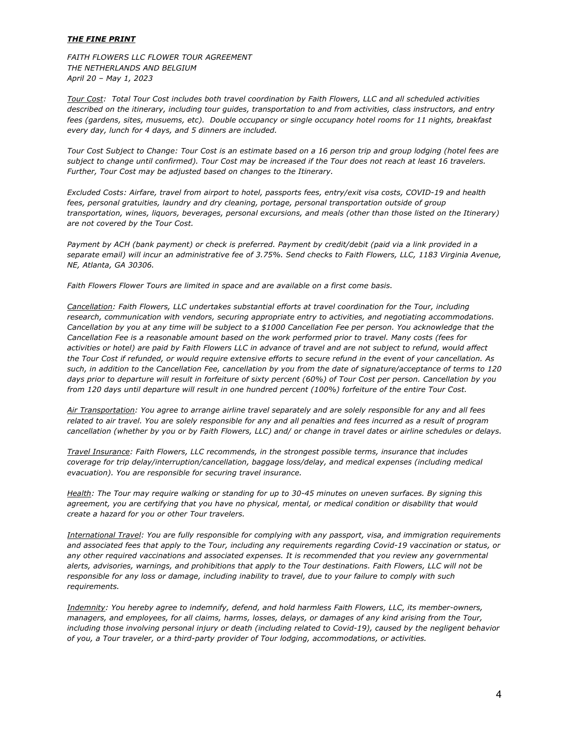***THE FINE PRINT***

*FAITH FLOWERS LLC FLOWER TOUR AGREEMENT*
*THE NETHERLANDS AND BELGIUM*
*April 20 – May 1, 2023*

*Tour Cost: Total Tour Cost includes both travel coordination by Faith Flowers, LLC and all scheduled activities described on the itinerary, including tour guides, transportation to and from activities, class instructors, and entry fees (gardens, sites, musuems, etc). Double occupancy or single occupancy hotel rooms for 11 nights, breakfast every day, lunch for 4 days, and 5 dinners are included.*

*Tour Cost Subject to Change: Tour Cost is an estimate based on a 16 person trip and group lodging (hotel fees are subject to change until confirmed). Tour Cost may be increased if the Tour does not reach at least 16 travelers. Further, Tour Cost may be adjusted based on changes to the Itinerary.*

*Excluded Costs: Airfare, travel from airport to hotel, passports fees, entry/exit visa costs, COVID-19 and health fees, personal gratuities, laundry and dry cleaning, portage, personal transportation outside of group transportation, wines, liquors, beverages, personal excursions, and meals (other than those listed on the Itinerary) are not covered by the Tour Cost.*

*Payment by ACH (bank payment) or check is preferred. Payment by credit/debit (paid via a link provided in a separate email) will incur an administrative fee of 3.75%. Send checks to Faith Flowers, LLC, 1183 Virginia Avenue, NE, Atlanta, GA 30306.*

*Faith Flowers Flower Tours are limited in space and are available on a first come basis.*

*Cancellation: Faith Flowers, LLC undertakes substantial efforts at travel coordination for the Tour, including research, communication with vendors, securing appropriate entry to activities, and negotiating accommodations. Cancellation by you at any time will be subject to a $1000 Cancellation Fee per person. You acknowledge that the Cancellation Fee is a reasonable amount based on the work performed prior to travel. Many costs (fees for activities or hotel) are paid by Faith Flowers LLC in advance of travel and are not subject to refund, would affect the Tour Cost if refunded, or would require extensive efforts to secure refund in the event of your cancellation. As such, in addition to the Cancellation Fee, cancellation by you from the date of signature/acceptance of terms to 120 days prior to departure will result in forfeiture of sixty percent (60%) of Tour Cost per person. Cancellation by you from 120 days until departure will result in one hundred percent (100%) forfeiture of the entire Tour Cost.*

*Air Transportation: You agree to arrange airline travel separately and are solely responsible for any and all fees related to air travel. You are solely responsible for any and all penalties and fees incurred as a result of program cancellation (whether by you or by Faith Flowers, LLC) and/ or change in travel dates or airline schedules or delays.*

*Travel Insurance: Faith Flowers, LLC recommends, in the strongest possible terms, insurance that includes coverage for trip delay/interruption/cancellation, baggage loss/delay, and medical expenses (including medical evacuation). You are responsible for securing travel insurance.*

*Health: The Tour may require walking or standing for up to 30-45 minutes on uneven surfaces. By signing this agreement, you are certifying that you have no physical, mental, or medical condition or disability that would create a hazard for you or other Tour travelers.*

*International Travel: You are fully responsible for complying with any passport, visa, and immigration requirements and associated fees that apply to the Tour, including any requirements regarding Covid-19 vaccination or status, or any other required vaccinations and associated expenses. It is recommended that you review any governmental alerts, advisories, warnings, and prohibitions that apply to the Tour destinations. Faith Flowers, LLC will not be responsible for any loss or damage, including inability to travel, due to your failure to comply with such requirements.*

*Indemnity: You hereby agree to indemnify, defend, and hold harmless Faith Flowers, LLC, its member-owners, managers, and employees, for all claims, harms, losses, delays, or damages of any kind arising from the Tour, including those involving personal injury or death (including related to Covid-19), caused by the negligent behavior of you, a Tour traveler, or a third-party provider of Tour lodging, accommodations, or activities.*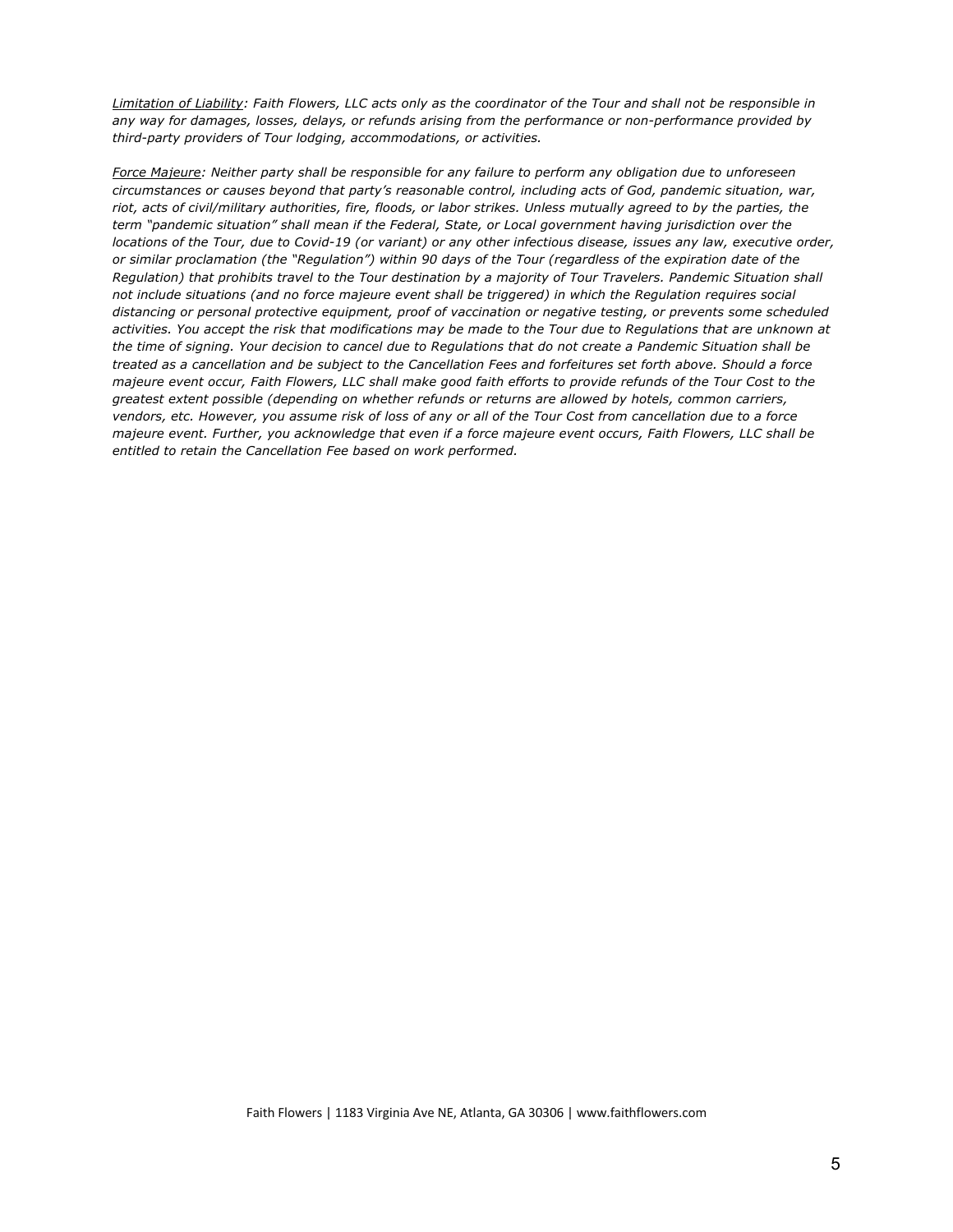*<u>Limitation of Liability</u>: Faith Flowers, LLC acts only as the coordinator of the Tour and shall not be responsible in any way for damages, losses, delays, or refunds arising from the performance or non-performance provided by third-party providers of Tour lodging, accommodations, or activities.*

*<u>Force Majeure</u>: Neither party shall be responsible for any failure to perform any obligation due to unforeseen circumstances or causes beyond that party's reasonable control, including acts of God, pandemic situation, war, riot, acts of civil/military authorities, fire, floods, or labor strikes. Unless mutually agreed to by the parties, the term "pandemic situation" shall mean if the Federal, State, or Local government having jurisdiction over the locations of the Tour, due to Covid-19 (or variant) or any other infectious disease, issues any law, executive order, or similar proclamation (the "Regulation") within 90 days of the Tour (regardless of the expiration date of the Regulation) that prohibits travel to the Tour destination by a majority of Tour Travelers. Pandemic Situation shall not include situations (and no force majeure event shall be triggered) in which the Regulation requires social distancing or personal protective equipment, proof of vaccination or negative testing, or prevents some scheduled activities. You accept the risk that modifications may be made to the Tour due to Regulations that are unknown at the time of signing. Your decision to cancel due to Regulations that do not create a Pandemic Situation shall be treated as a cancellation and be subject to the Cancellation Fees and forfeitures set forth above. Should a force majeure event occur, Faith Flowers, LLC shall make good faith efforts to provide refunds of the Tour Cost to the greatest extent possible (depending on whether refunds or returns are allowed by hotels, common carriers, vendors, etc. However, you assume risk of loss of any or all of the Tour Cost from cancellation due to a force majeure event. Further, you acknowledge that even if a force majeure event occurs, Faith Flowers, LLC shall be entitled to retain the Cancellation Fee based on work performed.*